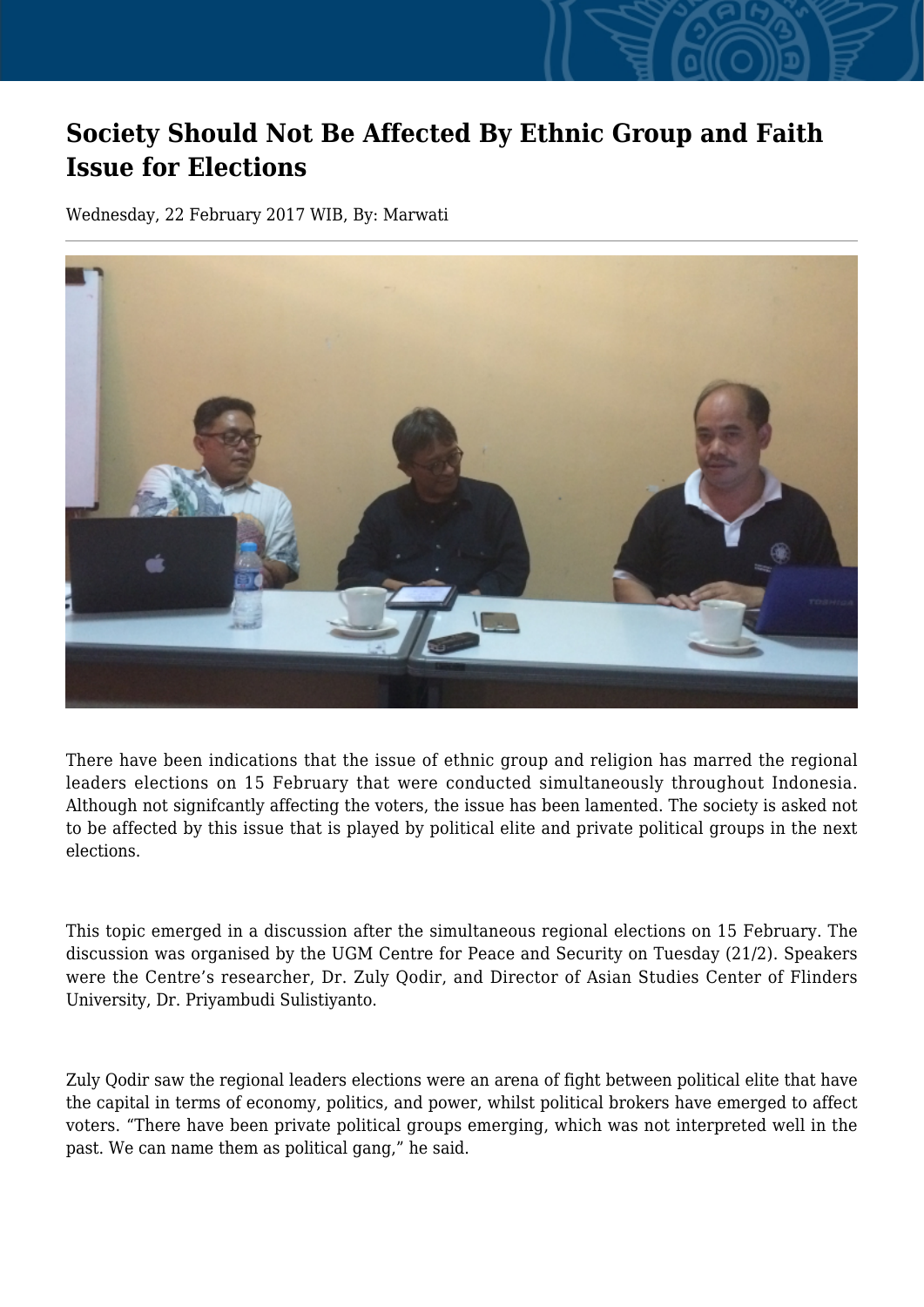# Society Should Not Be Affected By Ethnic Group and Faith Issue for Elections

Wednesday, 22 February 2017 WIB, By: Marwati

There have been indications that the issue of ethnic group and religion has marred the regional leaders elections on 15 February that were conducted simultaneously throughout Indonesia. Although not signifcantly affecting the voters, the issue has been lamented. The society is asked not to be affected by this issue that is played by political elite and private political groups in the next elections.

This topic emerged in a discussion after the simultaneous regional elections on 15 February. The discussion was organised by the UGM Centre for Peace and Security on Tuesday (21/2). Speakers were the Centre's researcher, Dr. Zuly Qodir, and Director of Asian Studies Center of Flinders University, Dr. Priyambudi Sulistiyanto.

Zuly Qodir saw the regional leaders elections were an arena of fight between political elite that have the capital in terms of economy, politics, and power, whilst political brokers have emerged to affect voters. "There have been private political groups emerging, which was not interpreted well in the past. We can name them as political gang," he said.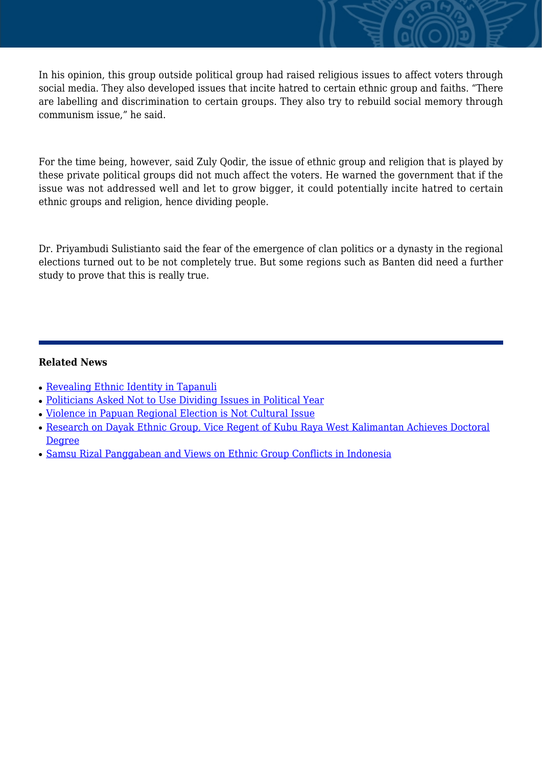In his opinion, this group outside political group had raised religious issues to affect voters through social media. They also developed issues that incite hatred to certain ethnic group and faiths. "There are labelling and discrimination to certain groups. They also try to rebuild social memory through communism issue," he said.

For the time being, however, said Zuly Qodir, the issue of ethnic group and religion that is played by these private political groups did not much affect the voters. He warned the government that if the issue was not addressed well and let to grow bigger, it could potentially incite hatred to certain ethnic groups and religion, hence dividing people.

Dr. Priyambudi Sulistianto said the fear of the emergence of clan politics or a dynasty in the regional elections turned out to be not completely true. But some regions such as Banten did need a further study to prove that this is really true.

---

**Related News**

- Revealing Ethnic Identity in Tapanuli
- Politicians Asked Not to Use Dividing Issues in Political Year
- Violence in Papuan Regional Election is Not Cultural Issue
- Research on Dayak Ethnic Group, Vice Regent of Kubu Raya West Kalimantan Achieves Doctoral Degree
- Samsu Rizal Panggabean and Views on Ethnic Group Conflicts in Indonesia